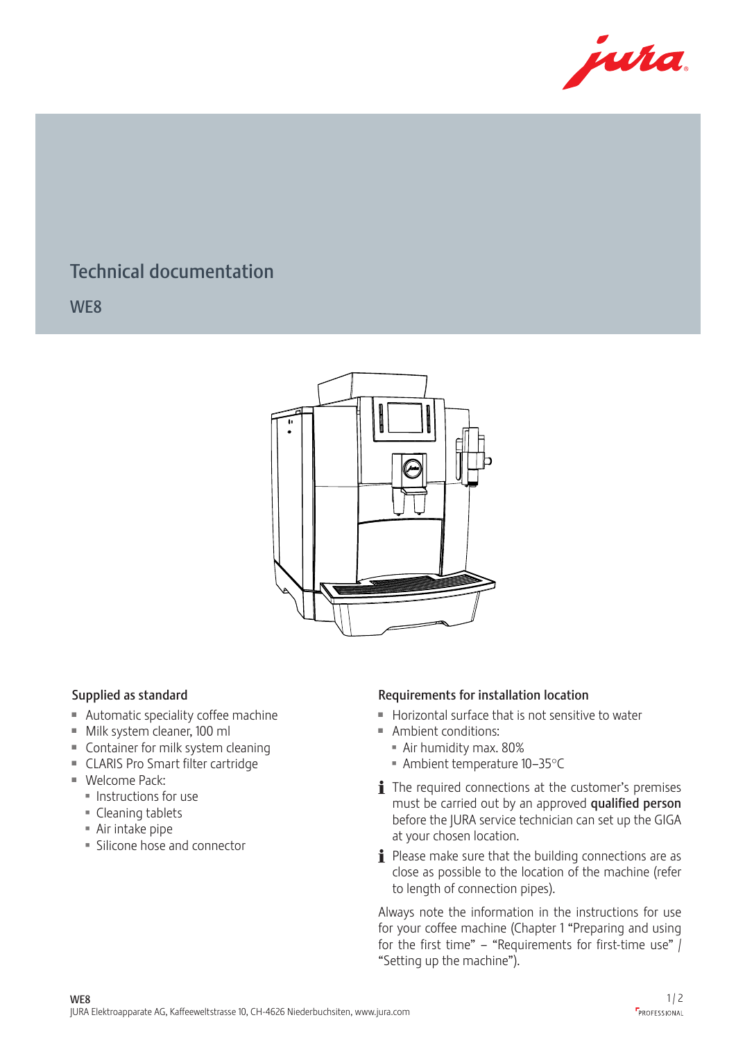# Technical documentation

## WE8

### Supplied as standard

- Automatic speciality coffee machine
- Milk system cleaner, 100 ml
- Container for milk system cleaning
- CLARIS Pro Smart filter cartridge
- Welcome Pack:
  - Instructions for use
  - Cleaning tablets
  - Air intake pipe
  - Silicone hose and connector

### Requirements for installation location

- Horizontal surface that is not sensitive to water
- Ambient conditions:
  - Air humidity max. 80%
  - Ambient temperature 10–35°C

ℹ The required connections at the customer's premises must be carried out by an approved **qualified person** before the JURA service technician can set up the GIGA at your chosen location.

ℹ Please make sure that the building connections are as close as possible to the location of the machine (refer to length of connection pipes).

Always note the information in the instructions for use for your coffee machine (Chapter 1 "Preparing and using for the first time" – "Requirements for first-time use" / "Setting up the machine").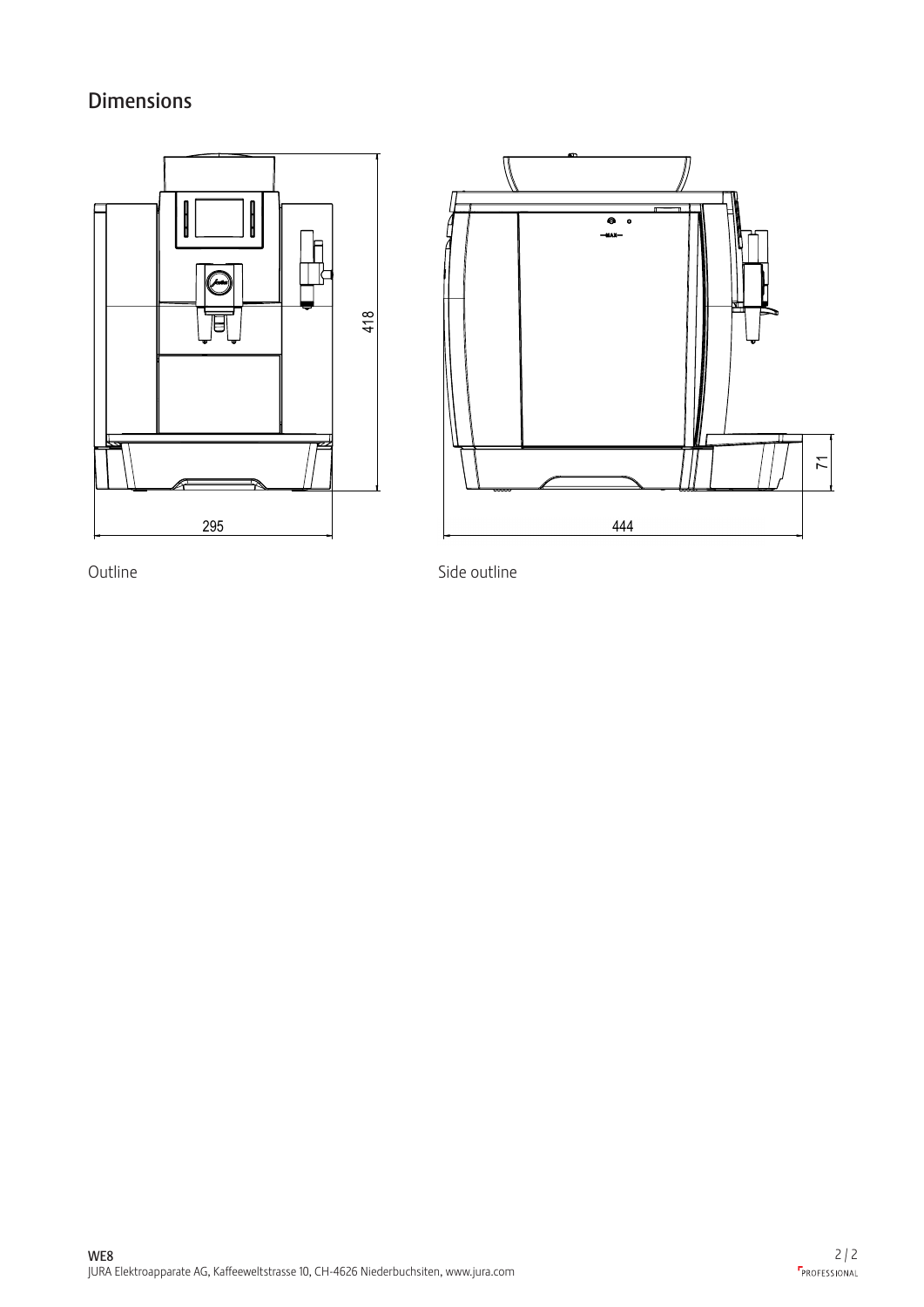## Dimensions

418

295

71

444

Outline

Side outline